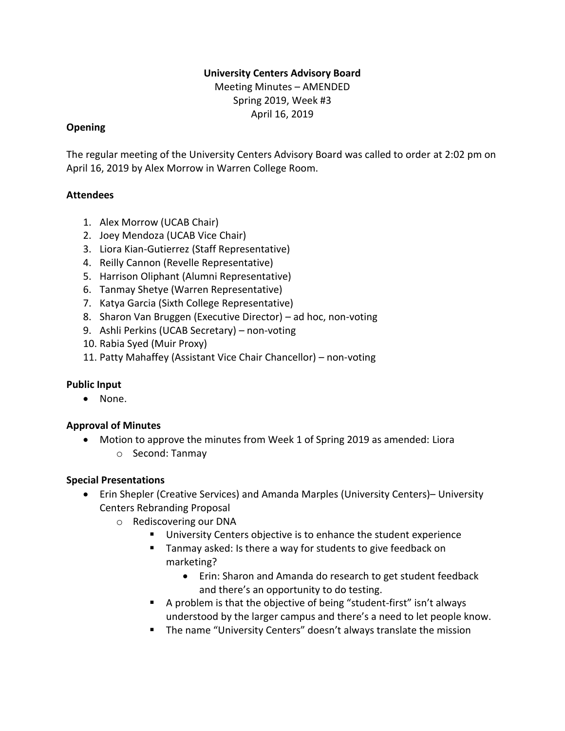**University Centers Advisory Board**

Meeting Minutes – AMENDED

Spring 2019, Week #3

April 16, 2019

**Opening**

The regular meeting of the University Centers Advisory Board was called to order at 2:02 pm on April 16, 2019 by Alex Morrow in Warren College Room.

**Attendees**

1. Alex Morrow (UCAB Chair)
2. Joey Mendoza (UCAB Vice Chair)
3. Liora Kian-Gutierrez (Staff Representative)
4. Reilly Cannon (Revelle Representative)
5. Harrison Oliphant (Alumni Representative)
6. Tanmay Shetye (Warren Representative)
7. Katya Garcia (Sixth College Representative)
8. Sharon Van Bruggen (Executive Director) – ad hoc, non-voting
9. Ashli Perkins (UCAB Secretary) – non-voting
10. Rabia Syed (Muir Proxy)
11. Patty Mahaffey (Assistant Vice Chair Chancellor) – non-voting

**Public Input**

- None.

**Approval of Minutes**

- Motion to approve the minutes from Week 1 of Spring 2019 as amended: Liora
  - Second: Tanmay

**Special Presentations**

- Erin Shepler (Creative Services) and Amanda Marples (University Centers)– University Centers Rebranding Proposal
  - Rediscovering our DNA
    - University Centers objective is to enhance the student experience
    - Tanmay asked: Is there a way for students to give feedback on marketing?
      - Erin: Sharon and Amanda do research to get student feedback and there's an opportunity to do testing.
    - A problem is that the objective of being "student-first" isn't always understood by the larger campus and there's a need to let people know.
    - The name "University Centers" doesn't always translate the mission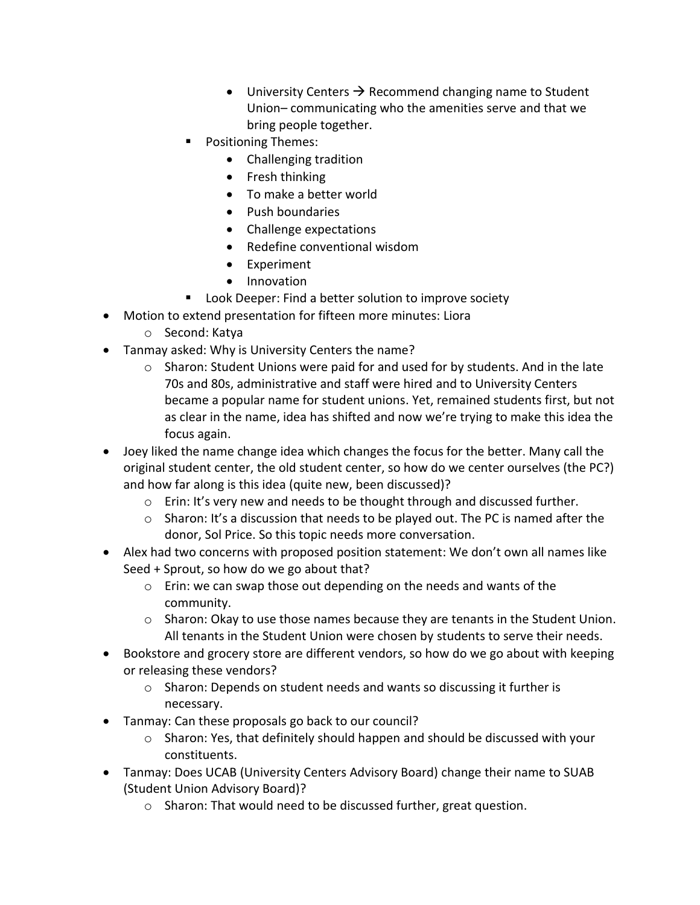- University Centers → Recommend changing name to Student Union– communicating who the amenities serve and that we bring people together.
        - Positioning Themes:
            - Challenging tradition
            - Fresh thinking
            - To make a better world
            - Push boundaries
            - Challenge expectations
            - Redefine conventional wisdom
            - Experiment
            - Innovation
        - Look Deeper: Find a better solution to improve society
- Motion to extend presentation for fifteen more minutes: Liora
    - Second: Katya
- Tanmay asked: Why is University Centers the name?
    - Sharon: Student Unions were paid for and used for by students. And in the late 70s and 80s, administrative and staff were hired and to University Centers became a popular name for student unions. Yet, remained students first, but not as clear in the name, idea has shifted and now we're trying to make this idea the focus again.
- Joey liked the name change idea which changes the focus for the better. Many call the original student center, the old student center, so how do we center ourselves (the PC?) and how far along is this idea (quite new, been discussed)?
    - Erin: It's very new and needs to be thought through and discussed further.
    - Sharon: It's a discussion that needs to be played out. The PC is named after the donor, Sol Price. So this topic needs more conversation.
- Alex had two concerns with proposed position statement: We don't own all names like Seed + Sprout, so how do we go about that?
    - Erin: we can swap those out depending on the needs and wants of the community.
    - Sharon: Okay to use those names because they are tenants in the Student Union. All tenants in the Student Union were chosen by students to serve their needs.
- Bookstore and grocery store are different vendors, so how do we go about with keeping or releasing these vendors?
    - Sharon: Depends on student needs and wants so discussing it further is necessary.
- Tanmay: Can these proposals go back to our council?
    - Sharon: Yes, that definitely should happen and should be discussed with your constituents.
- Tanmay: Does UCAB (University Centers Advisory Board) change their name to SUAB (Student Union Advisory Board)?
    - Sharon: That would need to be discussed further, great question.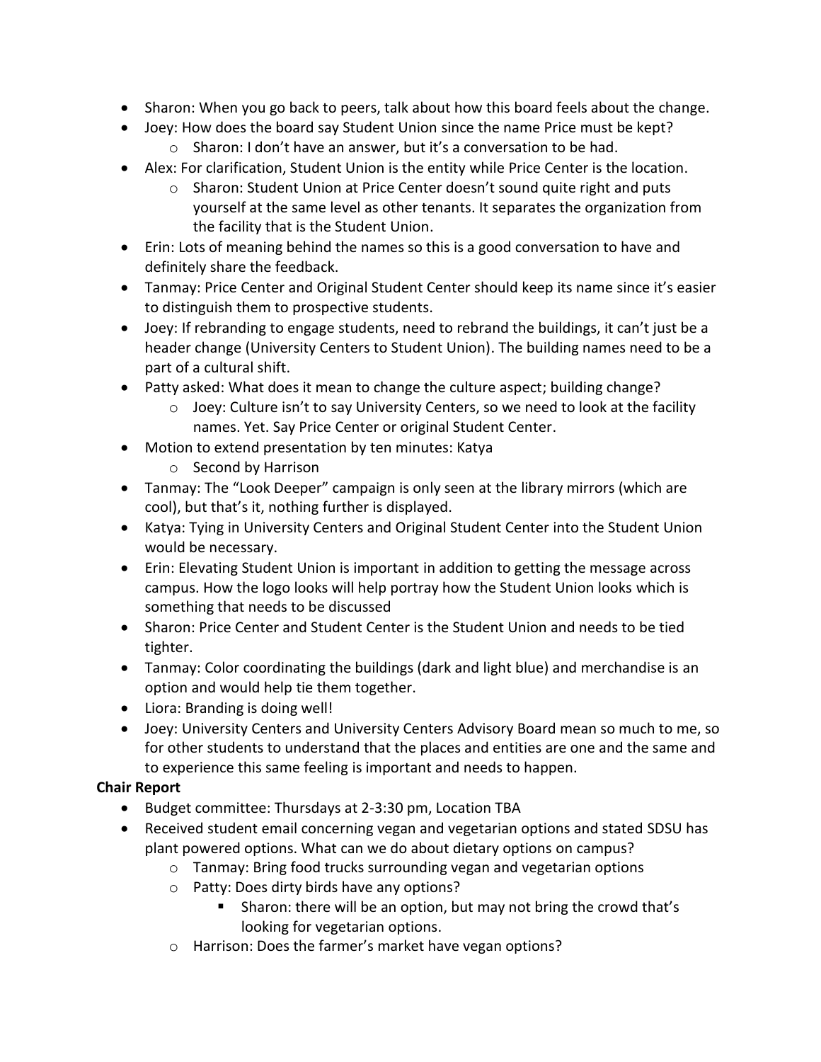- Sharon: When you go back to peers, talk about how this board feels about the change.
- Joey: How does the board say Student Union since the name Price must be kept?
  - Sharon: I don't have an answer, but it's a conversation to be had.
- Alex: For clarification, Student Union is the entity while Price Center is the location.
  - Sharon: Student Union at Price Center doesn't sound quite right and puts yourself at the same level as other tenants. It separates the organization from the facility that is the Student Union.
- Erin: Lots of meaning behind the names so this is a good conversation to have and definitely share the feedback.
- Tanmay: Price Center and Original Student Center should keep its name since it's easier to distinguish them to prospective students.
- Joey: If rebranding to engage students, need to rebrand the buildings, it can't just be a header change (University Centers to Student Union). The building names need to be a part of a cultural shift.
- Patty asked: What does it mean to change the culture aspect; building change?
  - Joey: Culture isn't to say University Centers, so we need to look at the facility names. Yet. Say Price Center or original Student Center.
- Motion to extend presentation by ten minutes: Katya
  - Second by Harrison
- Tanmay: The "Look Deeper" campaign is only seen at the library mirrors (which are cool), but that's it, nothing further is displayed.
- Katya: Tying in University Centers and Original Student Center into the Student Union would be necessary.
- Erin: Elevating Student Union is important in addition to getting the message across campus. How the logo looks will help portray how the Student Union looks which is something that needs to be discussed
- Sharon: Price Center and Student Center is the Student Union and needs to be tied tighter.
- Tanmay: Color coordinating the buildings (dark and light blue) and merchandise is an option and would help tie them together.
- Liora: Branding is doing well!
- Joey: University Centers and University Centers Advisory Board mean so much to me, so for other students to understand that the places and entities are one and the same and to experience this same feeling is important and needs to happen.

**Chair Report**

- Budget committee: Thursdays at 2-3:30 pm, Location TBA
- Received student email concerning vegan and vegetarian options and stated SDSU has plant powered options. What can we do about dietary options on campus?
  - Tanmay: Bring food trucks surrounding vegan and vegetarian options
  - Patty: Does dirty birds have any options?
    - Sharon: there will be an option, but may not bring the crowd that's looking for vegetarian options.
  - Harrison: Does the farmer's market have vegan options?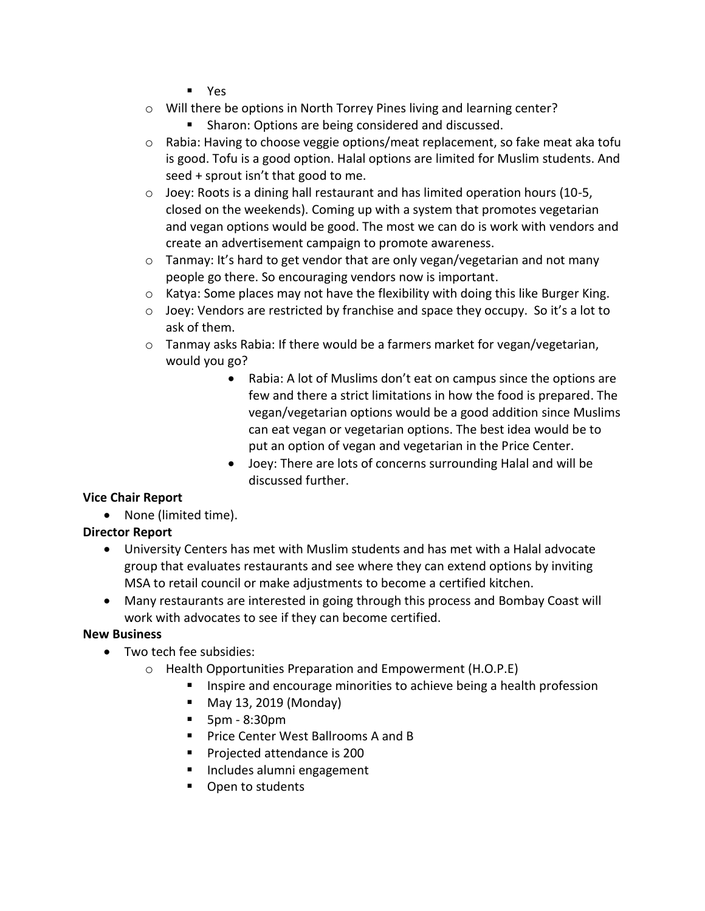- Yes
    - Will there be options in North Torrey Pines living and learning center?
        - Sharon: Options are being considered and discussed.
    - Rabia: Having to choose veggie options/meat replacement, so fake meat aka tofu is good. Tofu is a good option. Halal options are limited for Muslim students. And seed + sprout isn't that good to me.
    - Joey: Roots is a dining hall restaurant and has limited operation hours (10-5, closed on the weekends). Coming up with a system that promotes vegetarian and vegan options would be good. The most we can do is work with vendors and create an advertisement campaign to promote awareness.
    - Tanmay: It's hard to get vendor that are only vegan/vegetarian and not many people go there. So encouraging vendors now is important.
    - Katya: Some places may not have the flexibility with doing this like Burger King.
    - Joey: Vendors are restricted by franchise and space they occupy. So it's a lot to ask of them.
    - Tanmay asks Rabia: If there would be a farmers market for vegan/vegetarian, would you go?
        - Rabia: A lot of Muslims don't eat on campus since the options are few and there a strict limitations in how the food is prepared. The vegan/vegetarian options would be a good addition since Muslims can eat vegan or vegetarian options. The best idea would be to put an option of vegan and vegetarian in the Price Center.
        - Joey: There are lots of concerns surrounding Halal and will be discussed further.

**Vice Chair Report**

- None (limited time).

**Director Report**

- University Centers has met with Muslim students and has met with a Halal advocate group that evaluates restaurants and see where they can extend options by inviting MSA to retail council or make adjustments to become a certified kitchen.
- Many restaurants are interested in going through this process and Bombay Coast will work with advocates to see if they can become certified.

**New Business**

- Two tech fee subsidies:
    - Health Opportunities Preparation and Empowerment (H.O.P.E)
        - Inspire and encourage minorities to achieve being a health profession
        - May 13, 2019 (Monday)
        - 5pm - 8:30pm
        - Price Center West Ballrooms A and B
        - Projected attendance is 200
        - Includes alumni engagement
        - Open to students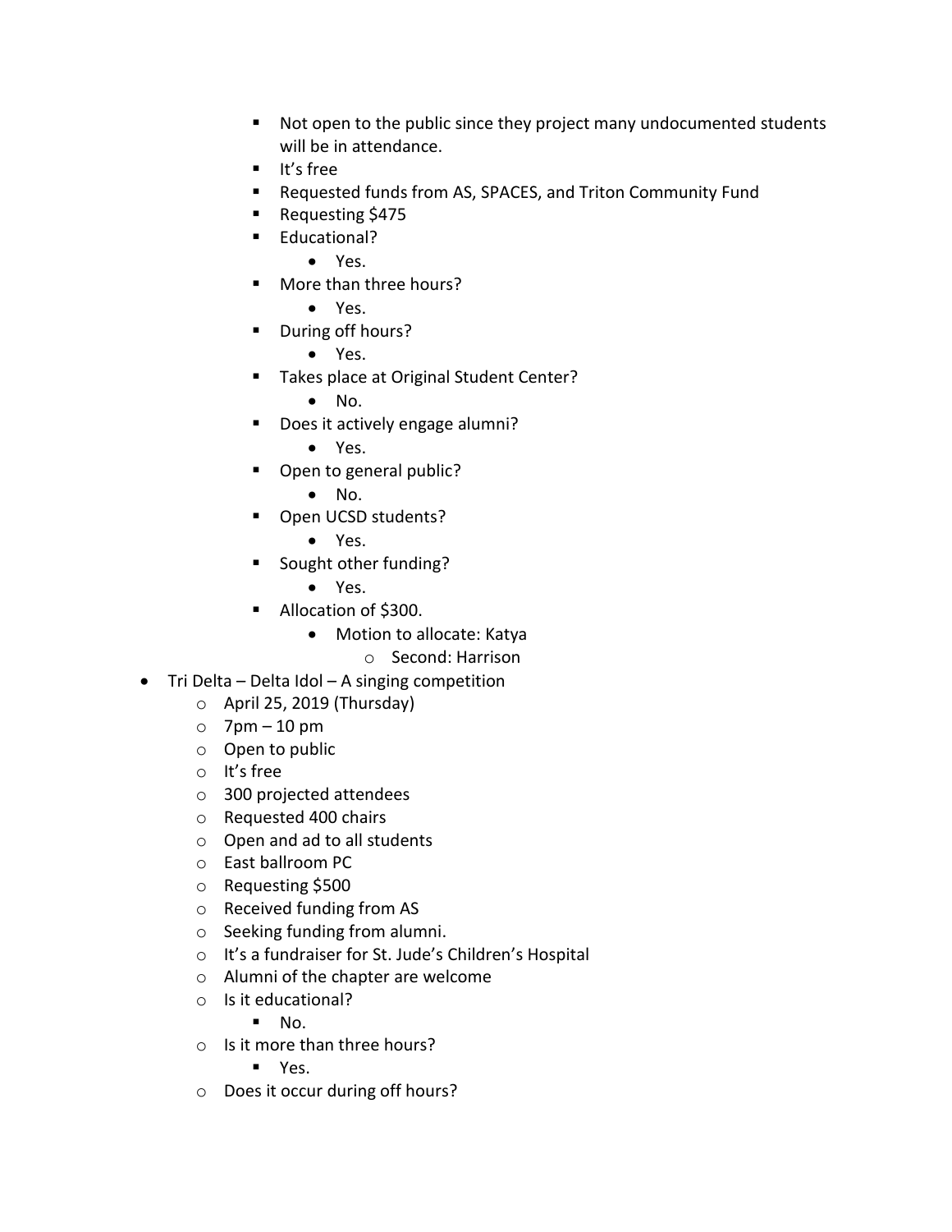- Not open to the public since they project many undocumented students will be in attendance.
        - It's free
        - Requested funds from AS, SPACES, and Triton Community Fund
        - Requesting $475
        - Educational?
            - Yes.
        - More than three hours?
            - Yes.
        - During off hours?
            - Yes.
        - Takes place at Original Student Center?
            - No.
        - Does it actively engage alumni?
            - Yes.
        - Open to general public?
            - No.
        - Open UCSD students?
            - Yes.
        - Sought other funding?
            - Yes.
        - Allocation of $300.
            - Motion to allocate: Katya
                - Second: Harrison

- Tri Delta – Delta Idol – A singing competition
    - April 25, 2019 (Thursday)
    - 7pm – 10 pm
    - Open to public
    - It's free
    - 300 projected attendees
    - Requested 400 chairs
    - Open and ad to all students
    - East ballroom PC
    - Requesting $500
    - Received funding from AS
    - Seeking funding from alumni.
    - It's a fundraiser for St. Jude's Children's Hospital
    - Alumni of the chapter are welcome
    - Is it educational?
        - No.
    - Is it more than three hours?
        - Yes.
    - Does it occur during off hours?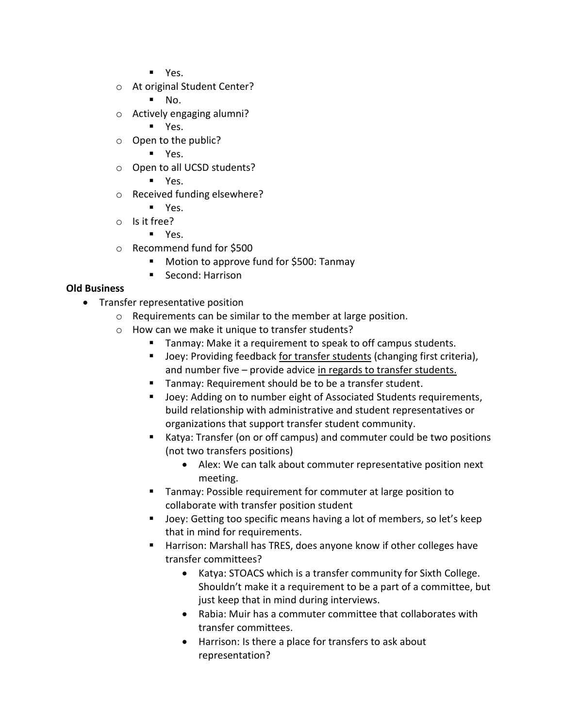- Yes.
    - At original Student Center?
        - No.
    - Actively engaging alumni?
        - Yes.
    - Open to the public?
        - Yes.
    - Open to all UCSD students?
        - Yes.
    - Received funding elsewhere?
        - Yes.
    - Is it free?
        - Yes.
    - Recommend fund for $500
        - Motion to approve fund for $500: Tanmay
        - Second: Harrison

**Old Business**

- Transfer representative position
    - Requirements can be similar to the member at large position.
    - How can we make it unique to transfer students?
        - Tanmay: Make it a requirement to speak to off campus students.
        - Joey: Providing feedback <u>for transfer students</u> (changing first criteria), and number five – provide advice <u>in regards to transfer students.</u>
        - Tanmay: Requirement should be to be a transfer student.
        - Joey: Adding on to number eight of Associated Students requirements, build relationship with administrative and student representatives or organizations that support transfer student community.
        - Katya: Transfer (on or off campus) and commuter could be two positions (not two transfers positions)
            - Alex: We can talk about commuter representative position next meeting.
        - Tanmay: Possible requirement for commuter at large position to collaborate with transfer position student
        - Joey: Getting too specific means having a lot of members, so let's keep that in mind for requirements.
        - Harrison: Marshall has TRES, does anyone know if other colleges have transfer committees?
            - Katya: STOACS which is a transfer community for Sixth College. Shouldn't make it a requirement to be a part of a committee, but just keep that in mind during interviews.
            - Rabia: Muir has a commuter committee that collaborates with transfer committees.
            - Harrison: Is there a place for transfers to ask about representation?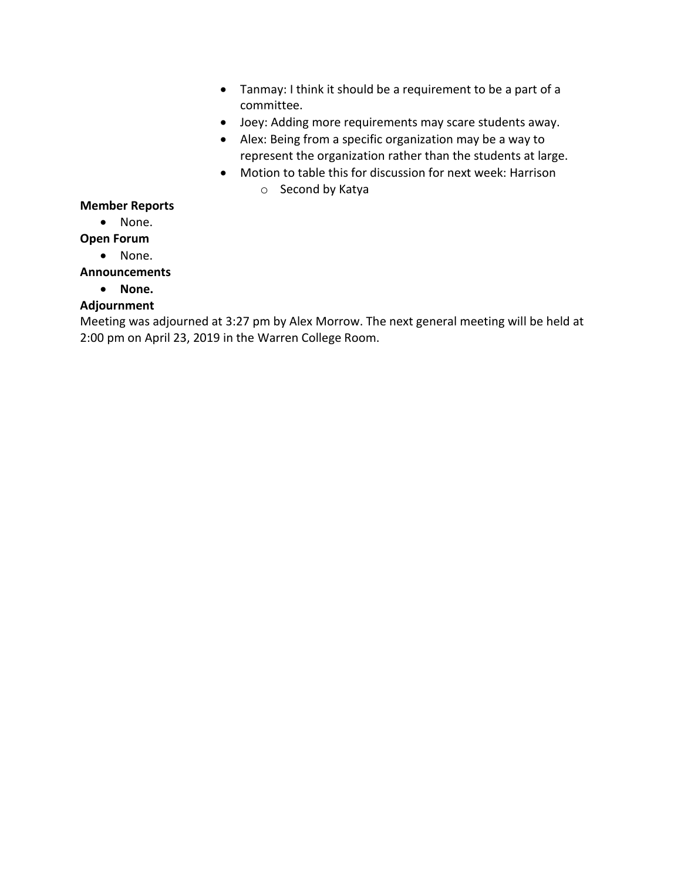- Tanmay: I think it should be a requirement to be a part of a committee.
- Joey: Adding more requirements may scare students away.
- Alex: Being from a specific organization may be a way to represent the organization rather than the students at large.
- Motion to table this for discussion for next week: Harrison
    - Second by Katya

**Member Reports**

- None.

**Open Forum**

- None.

**Announcements**

- **None.**

**Adjournment**

Meeting was adjourned at 3:27 pm by Alex Morrow. The next general meeting will be held at 2:00 pm on April 23, 2019 in the Warren College Room.